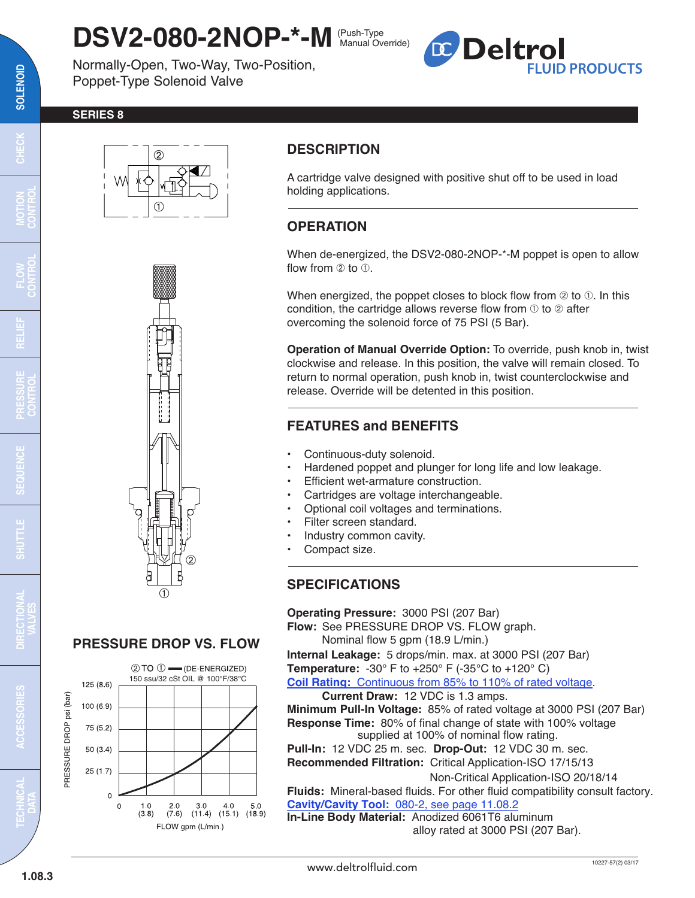# DSV2-080-2NOP-*-M (Push-Type Manual Override)

Normally-Open, Two-Way, Two-Position, Poppet-Type Solenoid Valve

**SERIES 8**

## DESCRIPTION

A cartridge valve designed with positive shut off to be used in load holding applications.

## OPERATION

When de-energized, the DSV2-080-2NOP-*-M poppet is open to allow flow from ② to ①.

When energized, the poppet closes to block flow from ② to ①. In this condition, the cartridge allows reverse flow from ① to ② after overcoming the solenoid force of 75 PSI (5 Bar).

**Operation of Manual Override Option:** To override, push knob in, twist clockwise and release. In this position, the valve will remain closed. To return to normal operation, push knob in, twist counterclockwise and release. Override will be detented in this position.

## FEATURES and BENEFITS

- Continuous-duty solenoid.
- Hardened poppet and plunger for long life and low leakage.
- Efficient wet-armature construction.
- Cartridges are voltage interchangeable.
- Optional coil voltages and terminations.
- Filter screen standard.
- Industry common cavity.
- Compact size.

## PRESSURE DROP VS. FLOW

② TO ① (DE-ENERGIZED)
150 ssu/32 cSt OIL @ 100°F/38°C

PRESSURE DROP psi (bar): 0, 25 (1.7), 50 (3.4), 75 (5.2), 100 (6.9), 125 (8.6)

FLOW gpm (L/min.): 0, 1.0 (3.8), 2.0 (7.6), 3.0 (11.4), 4.0 (15.1), 5.0 (18.9)

## SPECIFICATIONS

**Operating Pressure:** 3000 PSI (207 Bar)
**Flow:** See PRESSURE DROP VS. FLOW graph.
Nominal flow 5 gpm (18.9 L/min.)
**Internal Leakage:** 5 drops/min. max. at 3000 PSI (207 Bar)
**Temperature:** -30° F to +250° F (-35°C to +120° C)
**Coil Rating:** Continuous from 85% to 110% of rated voltage.
**Current Draw:** 12 VDC is 1.3 amps.
**Minimum Pull-In Voltage:** 85% of rated voltage at 3000 PSI (207 Bar)
**Response Time:** 80% of final change of state with 100% voltage supplied at 100% of nominal flow rating.
**Pull-In:** 12 VDC 25 m. sec. **Drop-Out:** 12 VDC 30 m. sec.
**Recommended Filtration:** Critical Application-ISO 17/15/13
Non-Critical Application-ISO 20/18/14
**Fluids:** Mineral-based fluids. For other fluid compatibility consult factory.
**Cavity/Cavity Tool:** 080-2, see page 11.08.2
**In-Line Body Material:** Anodized 6061T6 aluminum alloy rated at 3000 PSI (207 Bar).

www.deltrolfluid.com

10227-57(2) 03/17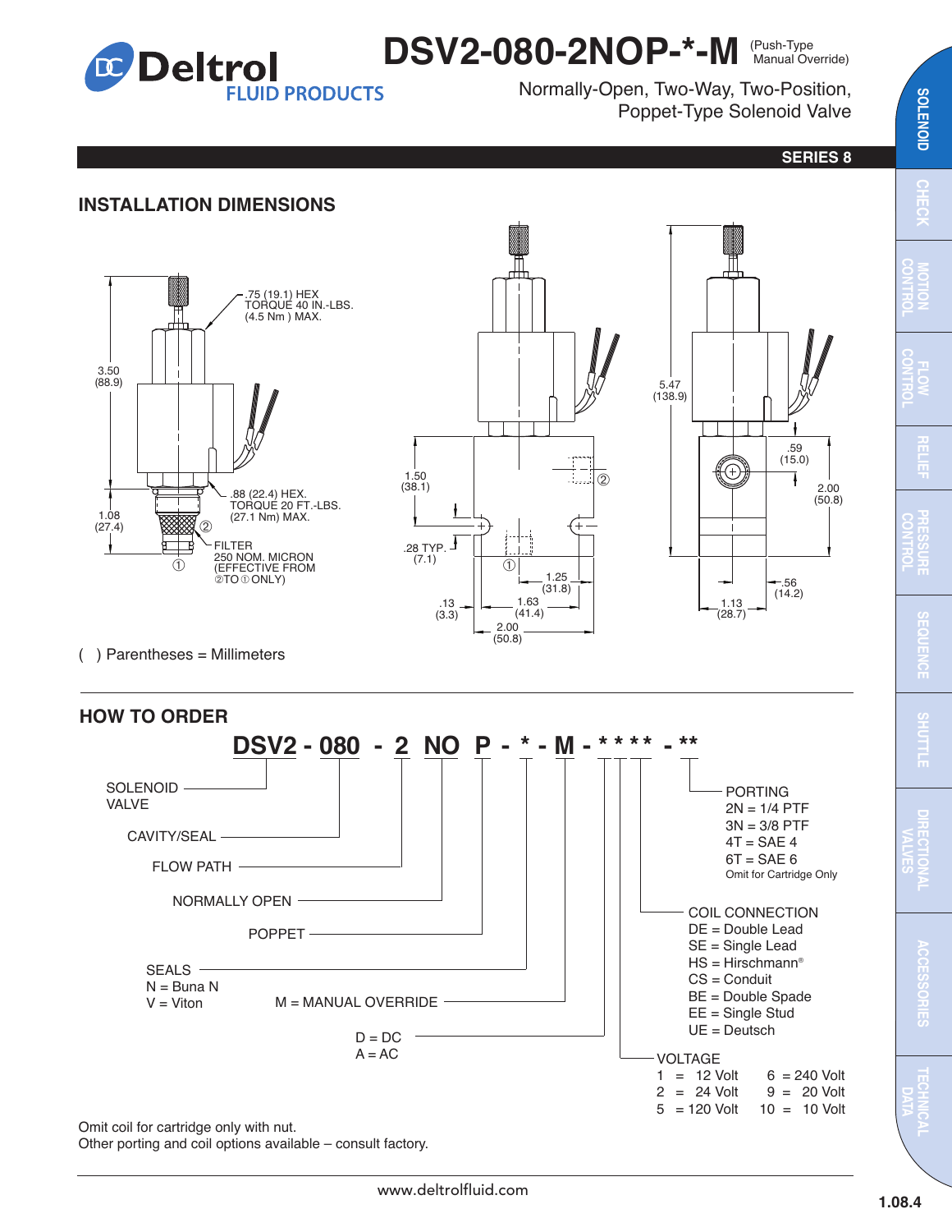# DSV2-080-2NOP-*-M (Push-Type Manual Override)

Normally-Open, Two-Way, Two-Position, Poppet-Type Solenoid Valve

SERIES 8

## INSTALLATION DIMENSIONS

.75 (19.1) HEX
TORQUE 40 IN.-LBS.
(4.5 Nm ) MAX.

3.50
(88.9)

.88 (22.4) HEX.
TORQUE 20 FT.-LBS.
(27.1 Nm) MAX.

1.08
(27.4)

②

FILTER
250 NOM. MICRON
(EFFECTIVE FROM
② TO ① ONLY)

①

1.50
(38.1)

②

.28 TYP.
(7.1)

①

1.25
(31.8)

.13
(3.3)

1.63
(41.4)

2.00
(50.8)

5.47
(138.9)

.59
(15.0)

2.00
(50.8)

.56
(14.2)

1.13
(28.7)

( ) Parentheses = Millimeters

## HOW TO ORDER

**DSV2 - 080 - 2 NO P - * - M - * * * * - \*\***

- SOLENOID VALVE (DSV2)
- CAVITY/SEAL (080)
- FLOW PATH (2)
- NORMALLY OPEN (NO)
- POPPET (P)
- SEALS
  - N = Buna N
  - V = Viton
- M = MANUAL OVERRIDE
- D = DC
- A = AC
- VOLTAGE
  - 1 = 12 Volt
  - 2 = 24 Volt
  - 5 = 120 Volt
  - 6 = 240 Volt
  - 9 = 20 Volt
  - 10 = 10 Volt
- COIL CONNECTION
  - DE = Double Lead
  - SE = Single Lead
  - HS = Hirschmann®
  - CS = Conduit
  - BE = Double Spade
  - EE = Single Stud
  - UE = Deutsch
- PORTING
  - 2N = 1/4 PTF
  - 3N = 3/8 PTF
  - 4T = SAE 4
  - 6T = SAE 6
  - Omit for Cartridge Only

Omit coil for cartridge only with nut.
Other porting and coil options available – consult factory.

www.deltrolfluid.com